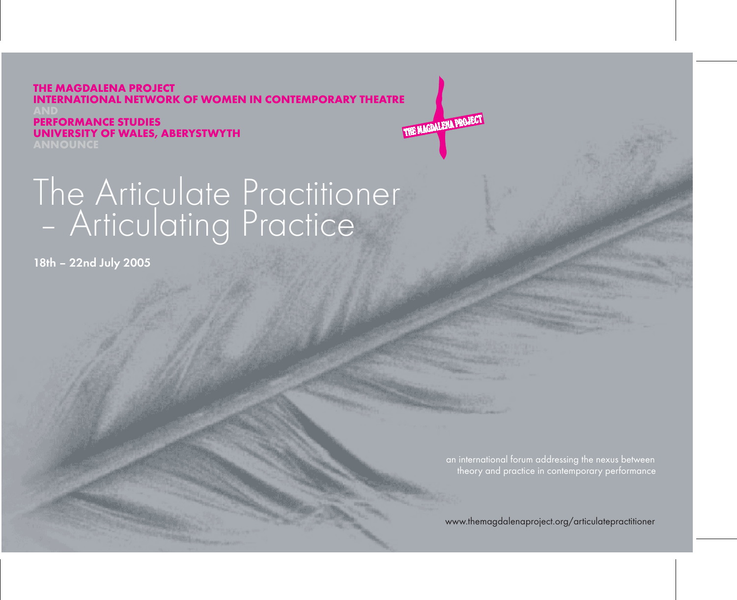**THE MAGDALENA PROJECT**
**INTERNATIONAL NETWORK OF WOMEN IN CONTEMPORARY THEATRE**
**AND**
**PERFORMANCE STUDIES**
**UNIVERSITY OF WALES, ABERYSTWYTH**
**ANNOUNCE**

THE MAGDALENA PROJECT

# The Articulate Practitioner – Articulating Practice

**18th – 22nd July 2005**

an international forum addressing the nexus between theory and practice in contemporary performance

www.themagdalenaproject.org/articulatepractitioner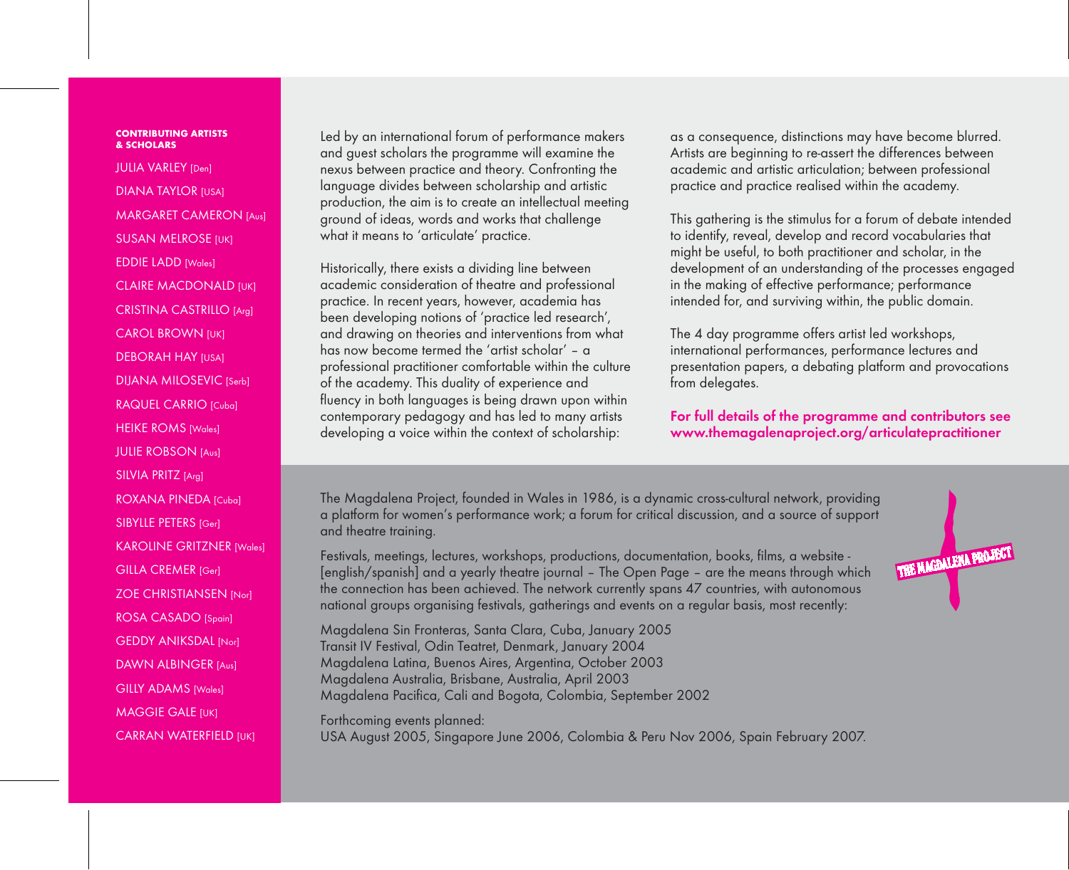**CONTRIBUTING ARTISTS & SCHOLARS**

JULIA VARLEY [Den]
DIANA TAYLOR [USA]
MARGARET CAMERON [Aus]
SUSAN MELROSE [UK]
EDDIE LADD [Wales]
CLAIRE MACDONALD [UK]
CRISTINA CASTRILLO [Arg]
CAROL BROWN [UK]
DEBORAH HAY [USA]
DIJANA MILOSEVIC [Serb]
RAQUEL CARRIO [Cuba]
HEIKE ROMS [Wales]
JULIE ROBSON [Aus]
SILVIA PRITZ [Arg]
ROXANA PINEDA [Cuba]
SIBYLLE PETERS [Ger]
KAROLINE GRITZNER [Wales]
GILLA CREMER [Ger]
ZOE CHRISTIANSEN [Nor]
ROSA CASADO [Spain]
GEDDY ANIKSDAL [Nor]
DAWN ALBINGER [Aus]
GILLY ADAMS [Wales]
MAGGIE GALE [UK]
CARRAN WATERFIELD [UK]

Led by an international forum of performance makers and guest scholars the programme will examine the nexus between practice and theory. Confronting the language divides between scholarship and artistic production, the aim is to create an intellectual meeting ground of ideas, words and works that challenge what it means to 'articulate' practice.

Historically, there exists a dividing line between academic consideration of theatre and professional practice. In recent years, however, academia has been developing notions of 'practice led research', and drawing on theories and interventions from what has now become termed the 'artist scholar' – a professional practitioner comfortable within the culture of the academy. This duality of experience and fluency in both languages is being drawn upon within contemporary pedagogy and has led to many artists developing a voice within the context of scholarship: as a consequence, distinctions may have become blurred. Artists are beginning to re-assert the differences between academic and artistic articulation; between professional practice and practice realised within the academy.

This gathering is the stimulus for a forum of debate intended to identify, reveal, develop and record vocabularies that might be useful, to both practitioner and scholar, in the development of an understanding of the processes engaged in the making of effective performance; performance intended for, and surviving within, the public domain.

The 4 day programme offers artist led workshops, international performances, performance lectures and presentation papers, a debating platform and provocations from delegates.

**For full details of the programme and contributors see www.themagalenaproject.org/articulatepractitioner**

The Magdalena Project, founded in Wales in 1986, is a dynamic cross-cultural network, providing a platform for women's performance work; a forum for critical discussion, and a source of support and theatre training.

Festivals, meetings, lectures, workshops, productions, documentation, books, films, a website - [english/spanish] and a yearly theatre journal – The Open Page – are the means through which the connection has been achieved. The network currently spans 47 countries, with autonomous national groups organising festivals, gatherings and events on a regular basis, most recently:

Magdalena Sin Fronteras, Santa Clara, Cuba, January 2005
Transit IV Festival, Odin Teatret, Denmark, January 2004
Magdalena Latina, Buenos Aires, Argentina, October 2003
Magdalena Australia, Brisbane, Australia, April 2003
Magdalena Pacifica, Cali and Bogota, Colombia, September 2002

Forthcoming events planned:
USA August 2005, Singapore June 2006, Colombia & Peru Nov 2006, Spain February 2007.

THE MAGDALENA PROJECT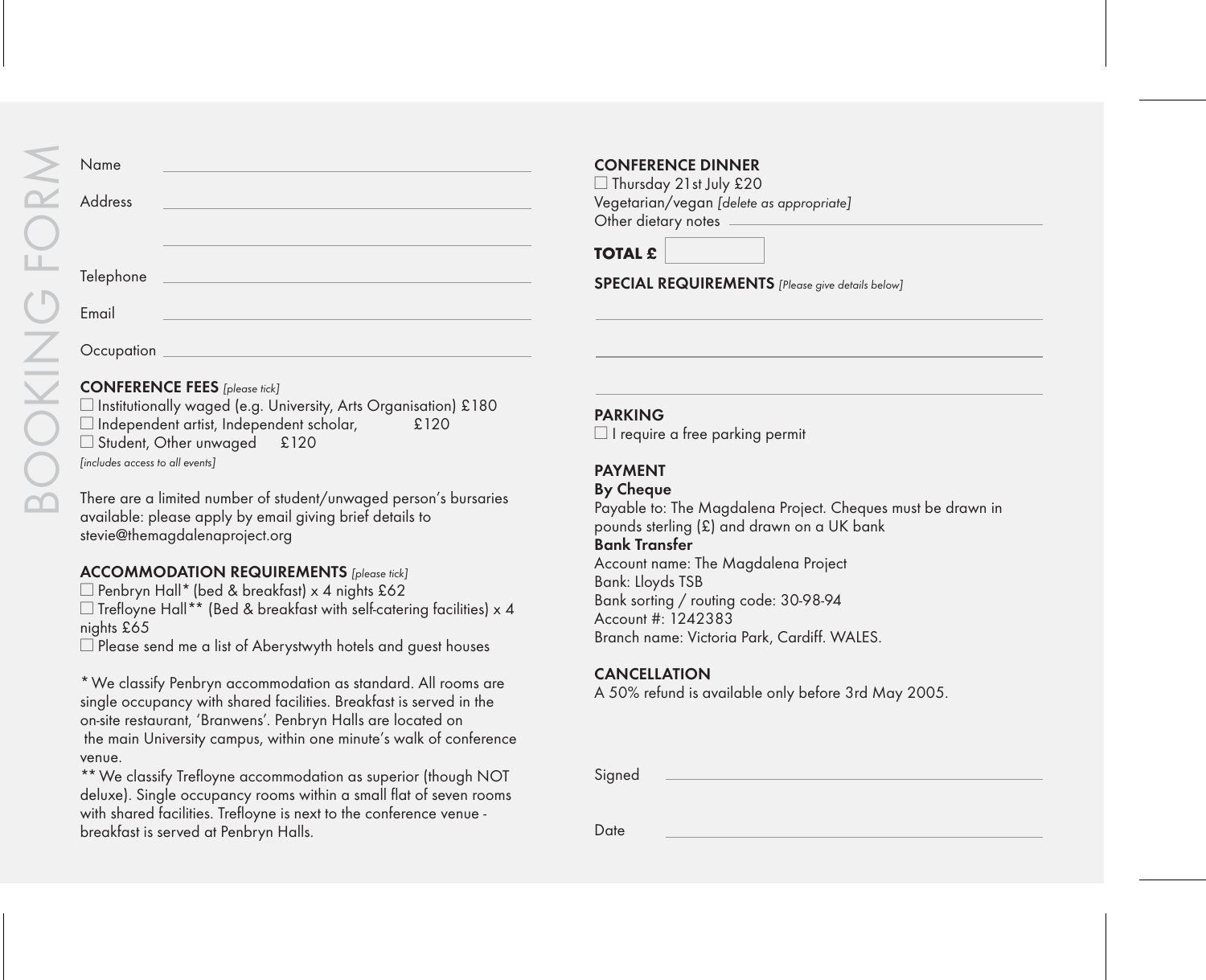# BOOKING FORM

Name \_\_\_\_\_\_\_\_\_\_\_\_\_\_\_\_\_\_\_\_\_\_\_\_\_\_\_\_\_\_

Address \_\_\_\_\_\_\_\_\_\_\_\_\_\_\_\_\_\_\_\_\_\_\_\_\_\_\_\_\_\_

\_\_\_\_\_\_\_\_\_\_\_\_\_\_\_\_\_\_\_\_\_\_\_\_\_\_\_\_\_\_

Telephone \_\_\_\_\_\_\_\_\_\_\_\_\_\_\_\_\_\_\_\_\_\_\_\_\_\_\_\_\_\_

Email \_\_\_\_\_\_\_\_\_\_\_\_\_\_\_\_\_\_\_\_\_\_\_\_\_\_\_\_\_\_

Occupation \_\_\_\_\_\_\_\_\_\_\_\_\_\_\_\_\_\_\_\_\_\_\_\_\_\_\_\_\_\_

**CONFERENCE FEES** *[please tick]*

☐ Institutionally waged (e.g. University, Arts Organisation) £180
☐ Independent artist, Independent scholar, £120
☐ Student, Other unwaged £120

*[includes access to all events]*

There are a limited number of student/unwaged person's bursaries available: please apply by email giving brief details to stevie@themagdalenaproject.org

**ACCOMMODATION REQUIREMENTS** *[please tick]*

☐ Penbryn Hall* (bed & breakfast) x 4 nights £62
☐ Trefloyne Hall** (Bed & breakfast with self-catering facilities) x 4 nights £65
☐ Please send me a list of Aberystwyth hotels and guest houses

* We classify Penbryn accommodation as standard. All rooms are single occupancy with shared facilities. Breakfast is served in the on-site restaurant, 'Branwens'. Penbryn Halls are located on the main University campus, within one minute's walk of conference venue.

** We classify Trefloyne accommodation as superior (though NOT deluxe). Single occupancy rooms within a small flat of seven rooms with shared facilities. Trefloyne is next to the conference venue - breakfast is served at Penbryn Halls.

**CONFERENCE DINNER**

☐ Thursday 21st July £20
Vegetarian/vegan *[delete as appropriate]*
Other dietary notes \_\_\_\_\_\_\_\_\_\_\_\_\_\_\_\_\_\_\_\_\_\_\_\_\_\_\_\_\_\_

**TOTAL £** ☐

**SPECIAL REQUIREMENTS** *[Please give details below]*

\_\_\_\_\_\_\_\_\_\_\_\_\_\_\_\_\_\_\_\_\_\_\_\_\_\_\_\_\_\_

\_\_\_\_\_\_\_\_\_\_\_\_\_\_\_\_\_\_\_\_\_\_\_\_\_\_\_\_\_\_

\_\_\_\_\_\_\_\_\_\_\_\_\_\_\_\_\_\_\_\_\_\_\_\_\_\_\_\_\_\_

**PARKING**

☐ I require a free parking permit

**PAYMENT**

**By Cheque**
Payable to: The Magdalena Project. Cheques must be drawn in pounds sterling (£) and drawn on a UK bank

**Bank Transfer**
Account name: The Magdalena Project
Bank: Lloyds TSB
Bank sorting / routing code: 30-98-94
Account #: 1242383
Branch name: Victoria Park, Cardiff. WALES.

**CANCELLATION**

A 50% refund is available only before 3rd May 2005.

Signed \_\_\_\_\_\_\_\_\_\_\_\_\_\_\_\_\_\_\_\_\_\_\_\_\_\_\_\_\_\_

Date \_\_\_\_\_\_\_\_\_\_\_\_\_\_\_\_\_\_\_\_\_\_\_\_\_\_\_\_\_\_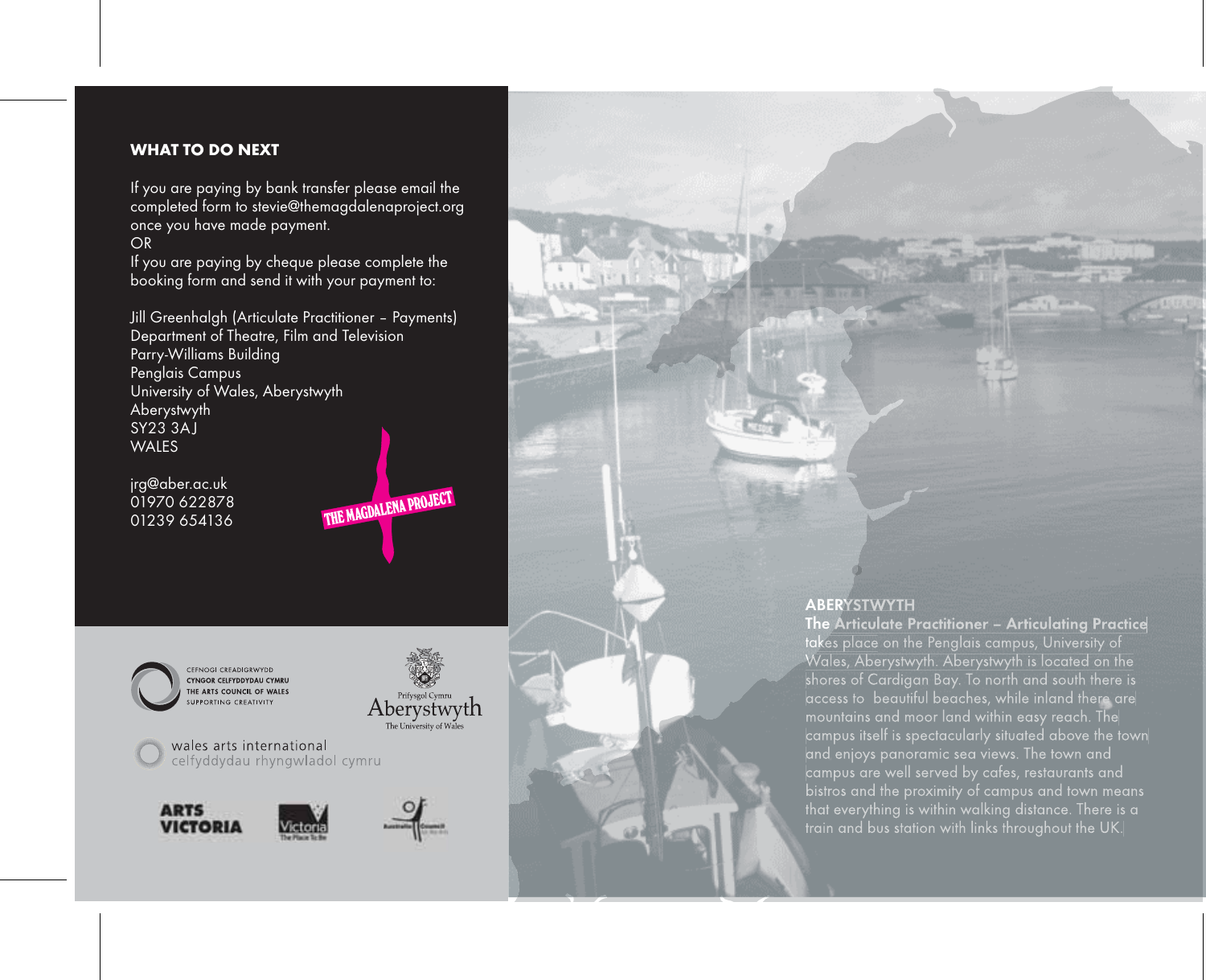## WHAT TO DO NEXT

If you are paying by bank transfer please email the completed form to stevie@themagdalenaproject.org once you have made payment.
OR
If you are paying by cheque please complete the booking form and send it with your payment to:

Jill Greenhalgh (Articulate Practitioner – Payments)
Department of Theatre, Film and Television
Parry-Williams Building
Penglais Campus
University of Wales, Aberystwyth
Aberystwyth
SY23 3AJ
WALES

jrg@aber.ac.uk
01970 622878
01239 654136

THE MAGDALENA PROJECT

CEFNOGI CREADIGRWYDD
CYNGOR CELFYDDYDAU CYMRU
THE ARTS COUNCIL OF WALES
SUPPORTING CREATIVITY

Prifysgol Cymru
Aberystwyth
The University of Wales

wales arts international
celfyddydau rhyngwladol cymru

ARTS VICTORIA

Victoria The Place To Be

Australia Council

## ABERYSTWYTH

**The Articulate Practitioner – Articulating Practice** takes place on the Penglais campus, University of Wales, Aberystwyth. Aberystwyth is located on the shores of Cardigan Bay. To north and south there is access to beautiful beaches, while inland there are mountains and moor land within easy reach. The campus itself is spectacularly situated above the town and enjoys panoramic sea views. The town and campus are well served by cafes, restaurants and bistros and the proximity of campus and town means that everything is within walking distance. There is a train and bus station with links throughout the UK.